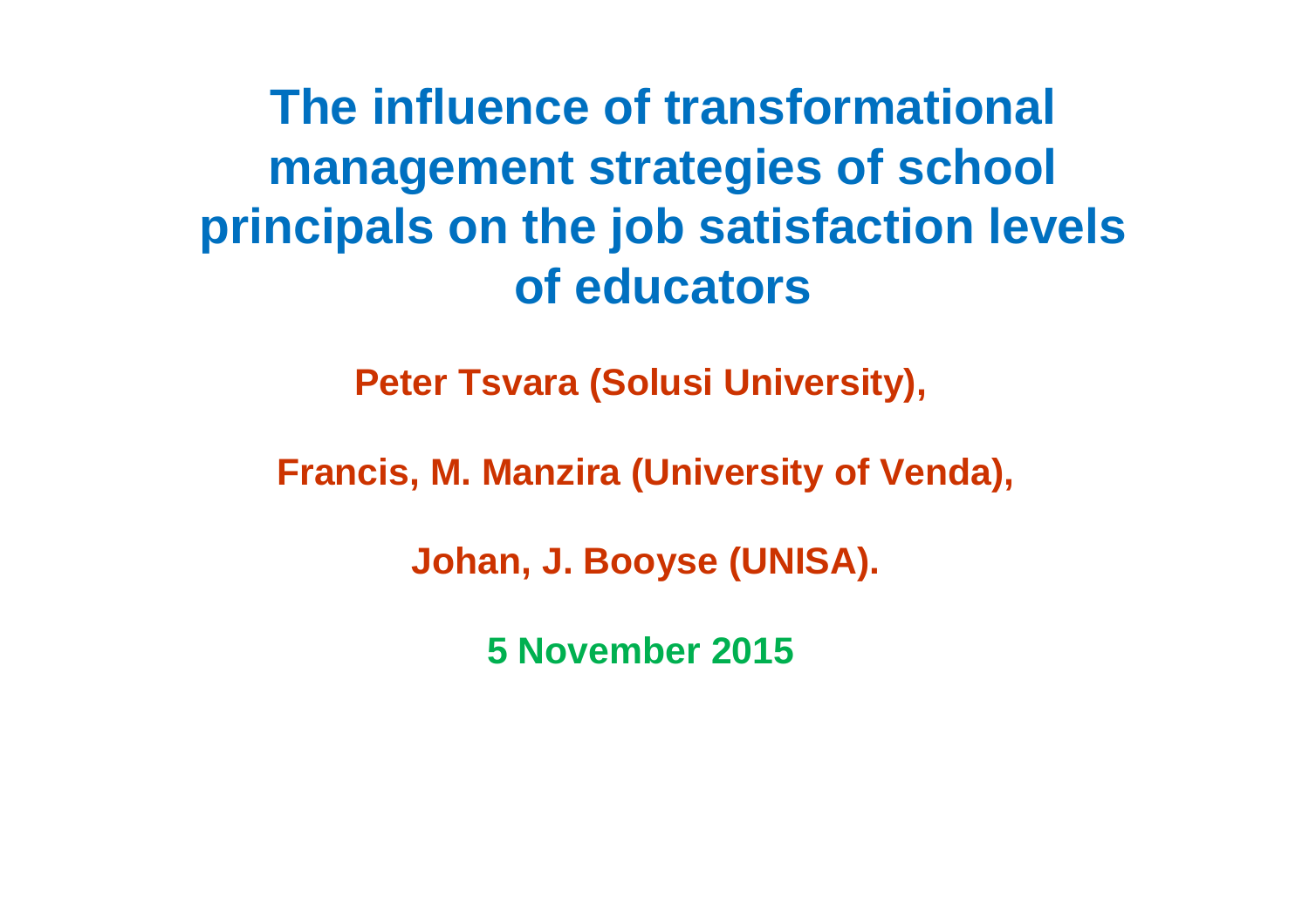# The influence of transformational management strategies of school principals on the job satisfaction levels of educators

**Peter Tsvara (Solusi University),**

**Francis, M. Manzira (University of Venda),**

**Johan, J. Booyse (UNISA).**

**5 November 2015**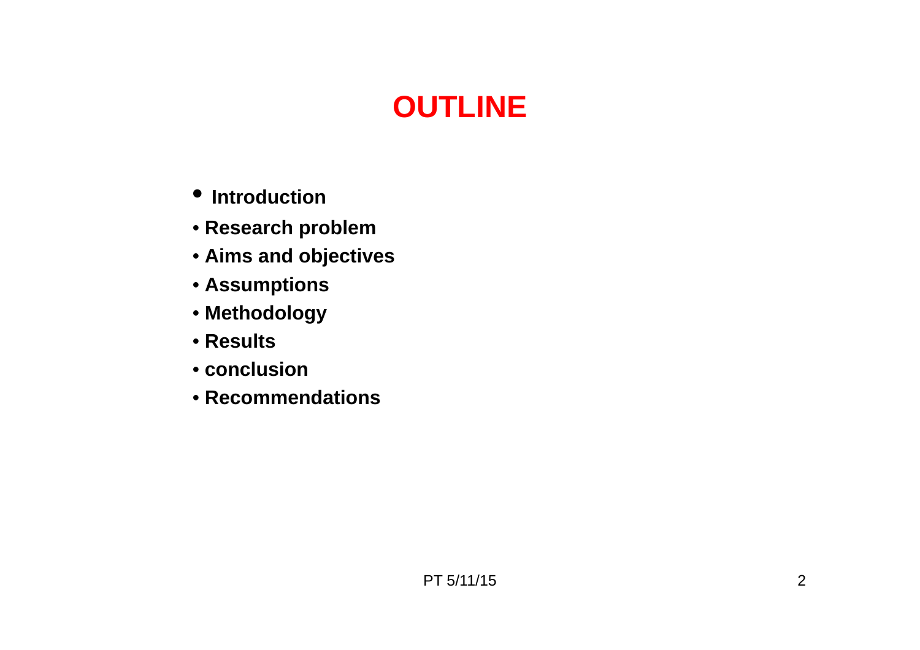# OUTLINE

- **Introduction**
- **Research problem**
- **Aims and objectives**
- **Assumptions**
- **Methodology**
- **Results**
- **conclusion**
- **Recommendations**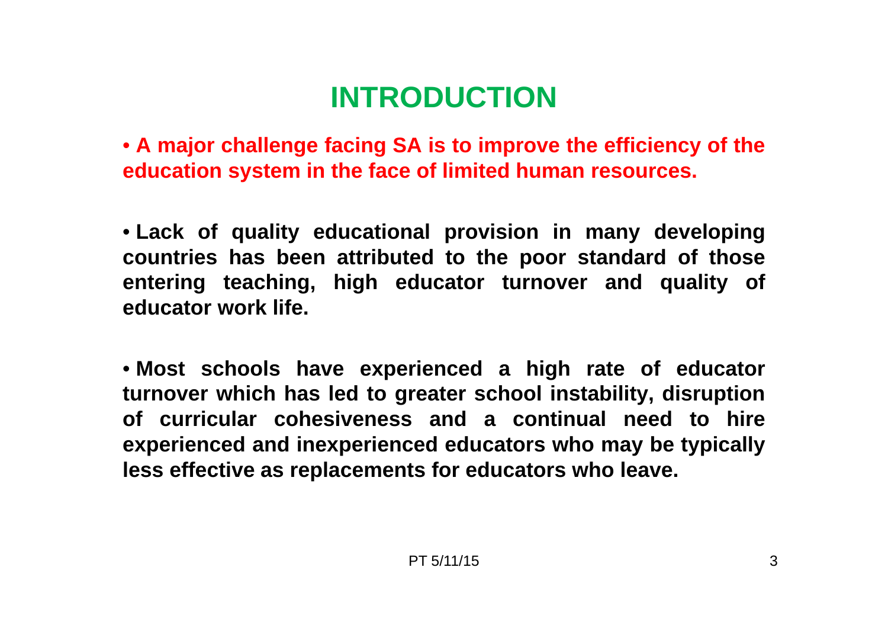# INTRODUCTION

- **A major challenge facing SA is to improve the efficiency of the education system in the face of limited human resources.**

- **Lack of quality educational provision in many developing countries has been attributed to the poor standard of those entering teaching, high educator turnover and quality of educator work life.**

- **Most schools have experienced a high rate of educator turnover which has led to greater school instability, disruption of curricular cohesiveness and a continual need to hire experienced and inexperienced educators who may be typically less effective as replacements for educators who leave.**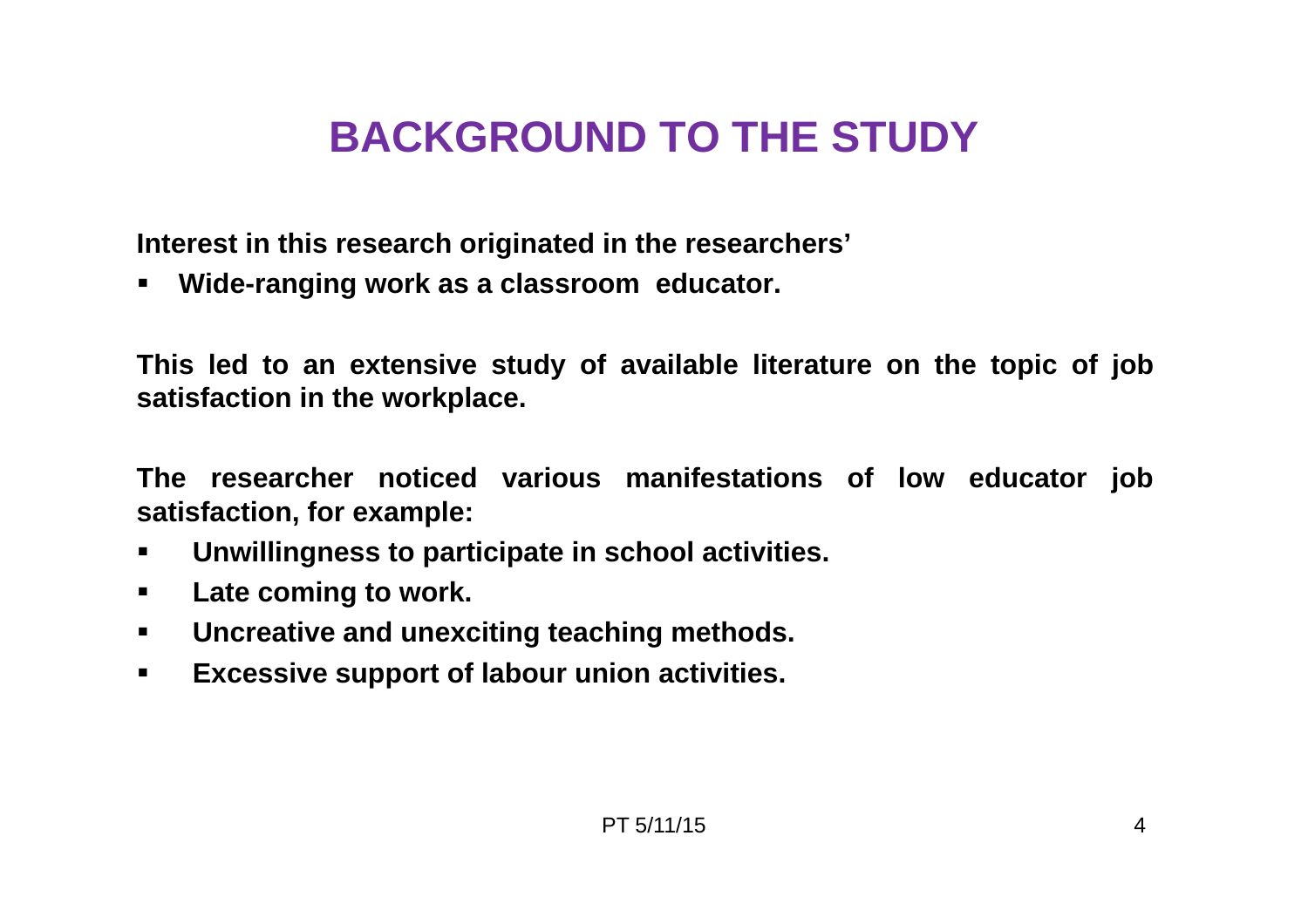# BACKGROUND TO THE STUDY

**Interest in this research originated in the researchers'**

- **Wide-ranging work as a classroom educator.**

**This led to an extensive study of available literature on the topic of job satisfaction in the workplace.**

**The researcher noticed various manifestations of low educator job satisfaction, for example:**

- **Unwillingness to participate in school activities.**
- **Late coming to work.**
- **Uncreative and unexciting teaching methods.**
- **Excessive support of labour union activities.**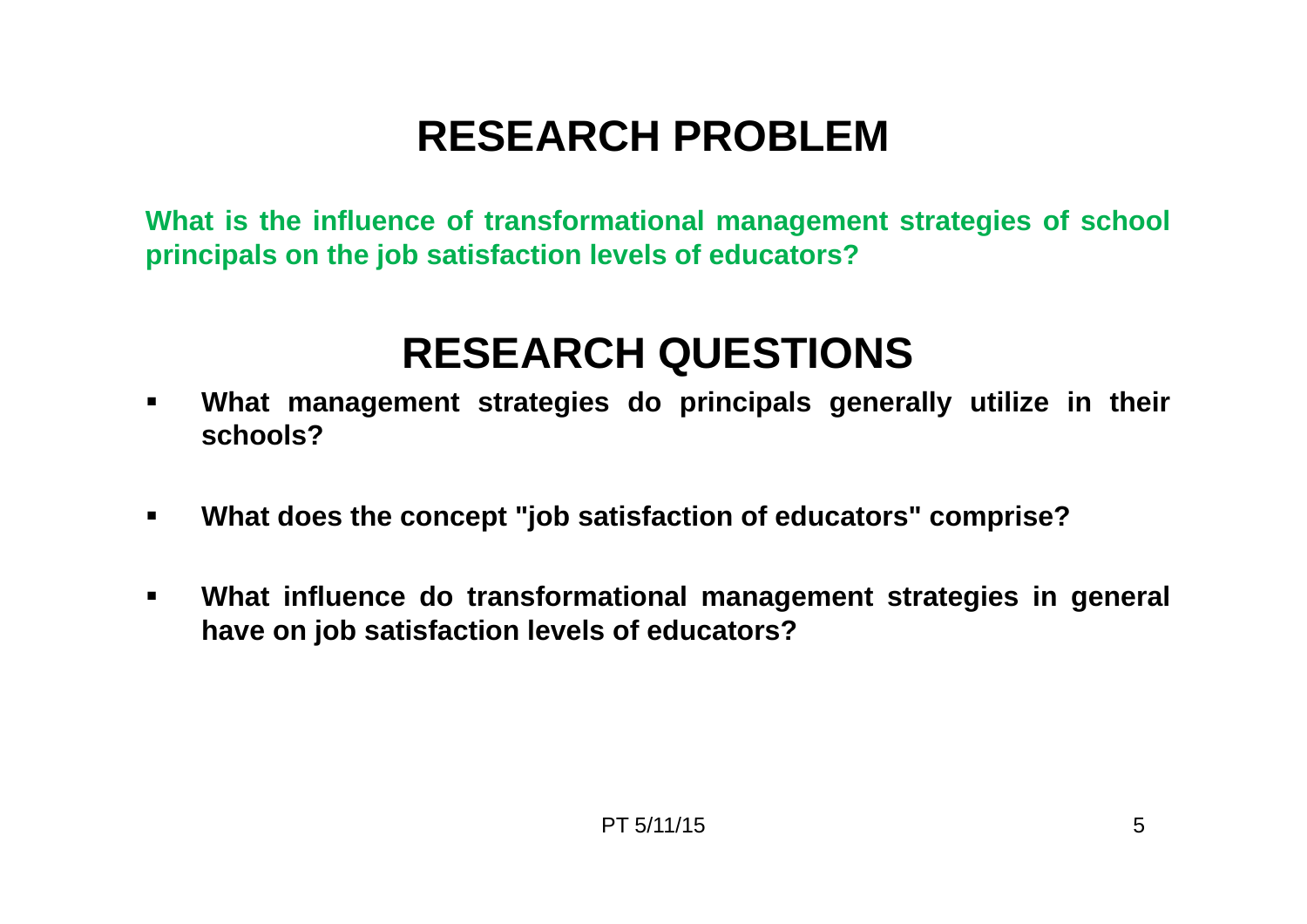# RESEARCH PROBLEM

**What is the influence of transformational management strategies of school principals on the job satisfaction levels of educators?**

# RESEARCH QUESTIONS

- **What management strategies do principals generally utilize in their schools?**
- **What does the concept "job satisfaction of educators" comprise?**
- **What influence do transformational management strategies in general have on job satisfaction levels of educators?**

PT 5/11/15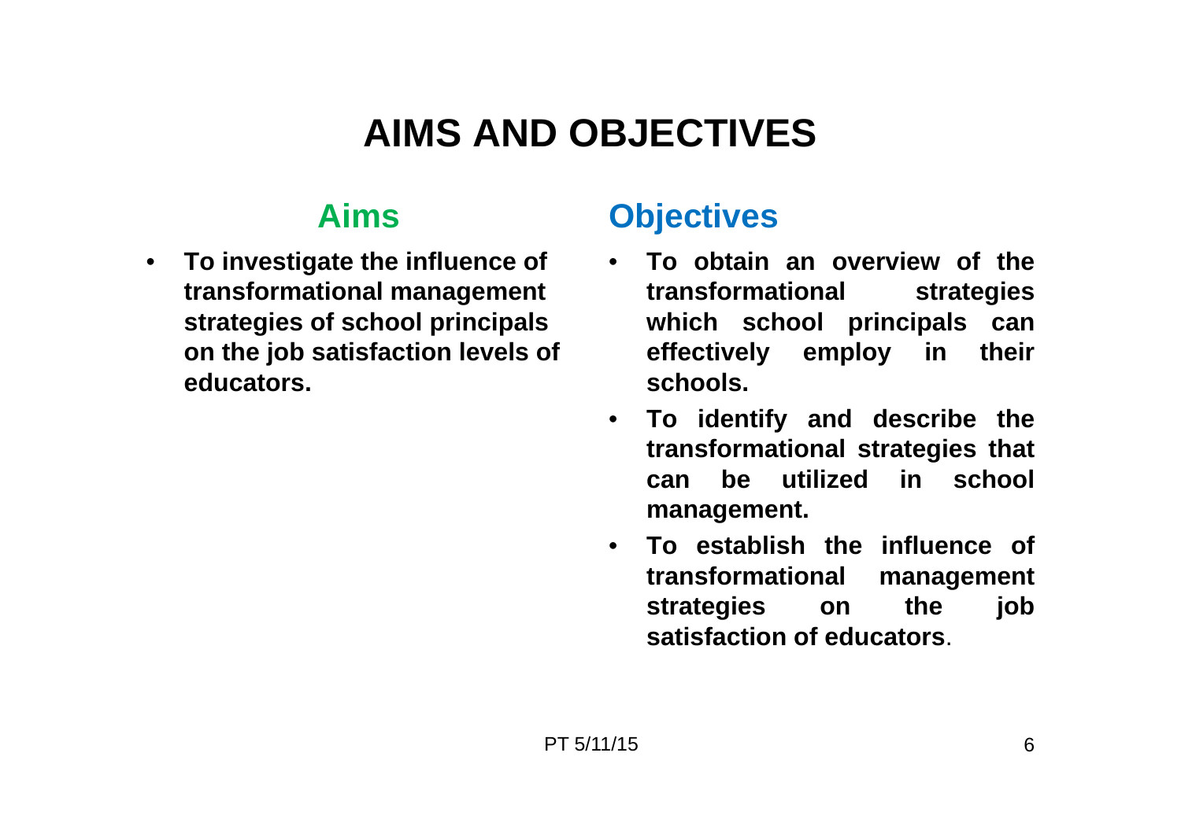# AIMS AND OBJECTIVES

## Aims

- **To investigate the influence of transformational management strategies of school principals on the job satisfaction levels of educators.**

## Objectives

- **To obtain an overview of the transformational strategies which school principals can effectively employ in their schools.**
- **To identify and describe the transformational strategies that can be utilized in school management.**
- **To establish the influence of transformational management strategies on the job satisfaction of educators**.

PT 5/11/15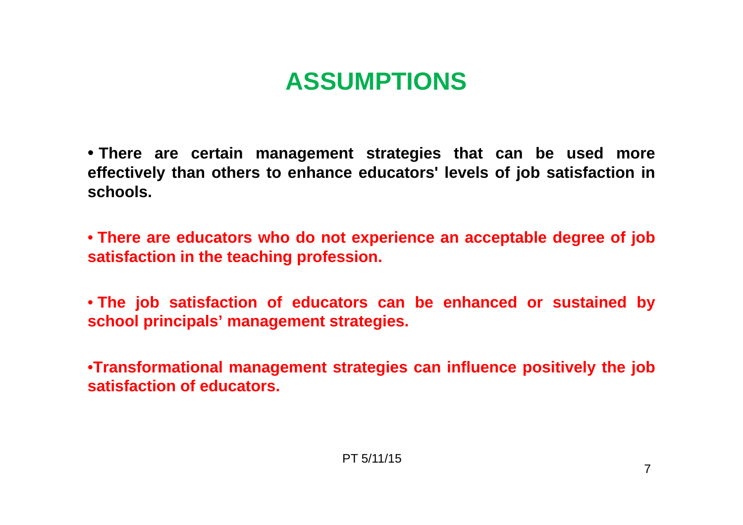# ASSUMPTIONS

- **There are certain management strategies that can be used more effectively than others to enhance educators' levels of job satisfaction in schools.**

- **There are educators who do not experience an acceptable degree of job satisfaction in the teaching profession.**

- **The job satisfaction of educators can be enhanced or sustained by school principals' management strategies.**

- **Transformational management strategies can influence positively the job satisfaction of educators.**

PT 5/11/15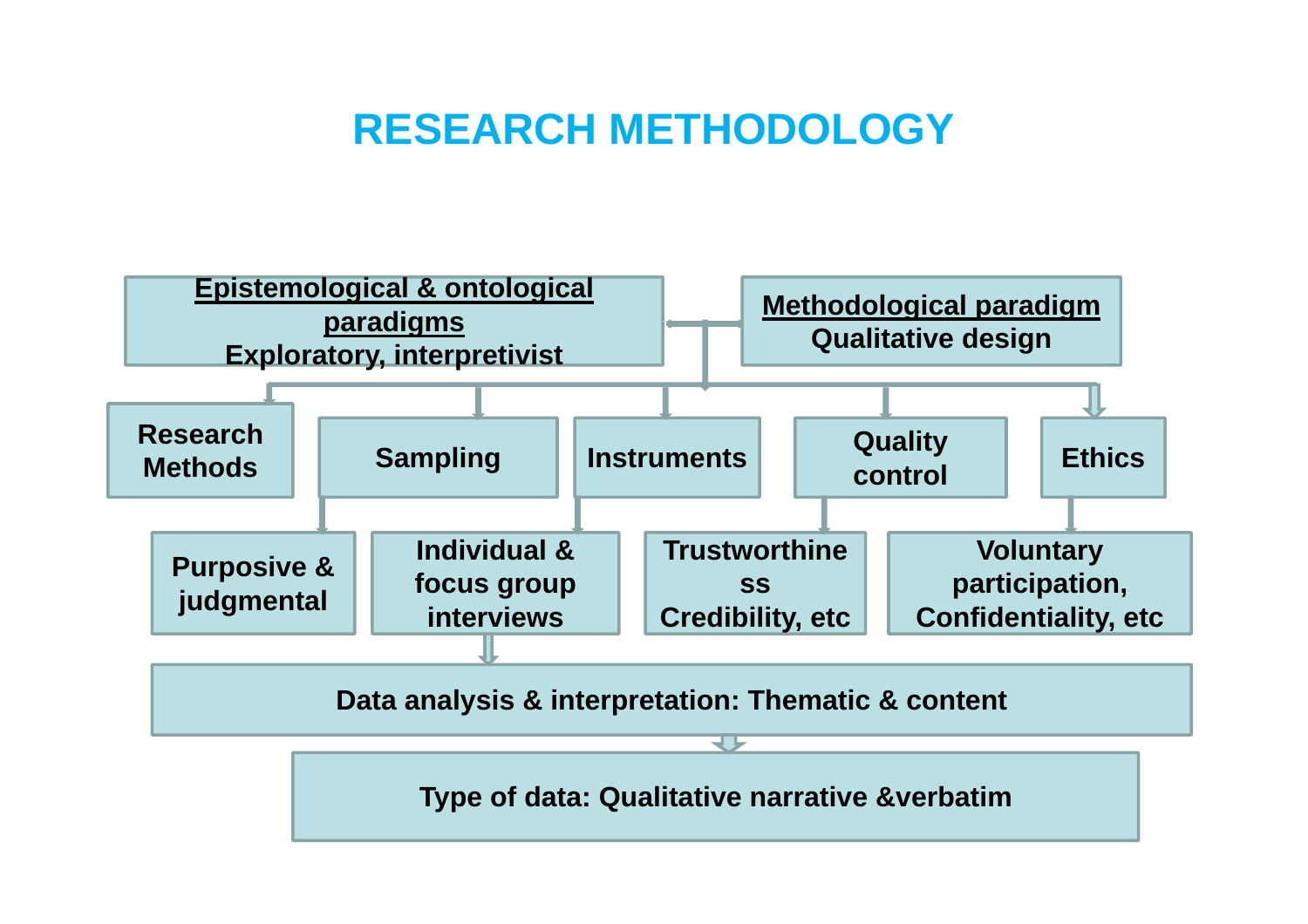# RESEARCH METHODOLOGY

**Epistemological & ontological paradigms**
Exploratory, interpretivist

**Methodological paradigm**
Qualitative design

Research Methods

Sampling

Instruments

Quality control

Ethics

Purposive & judgmental

Individual & focus group interviews

Trustworthiness Credibility, etc

Voluntary participation, Confidentiality, etc

Data analysis & interpretation: Thematic & content

Type of data: Qualitative narrative &verbatim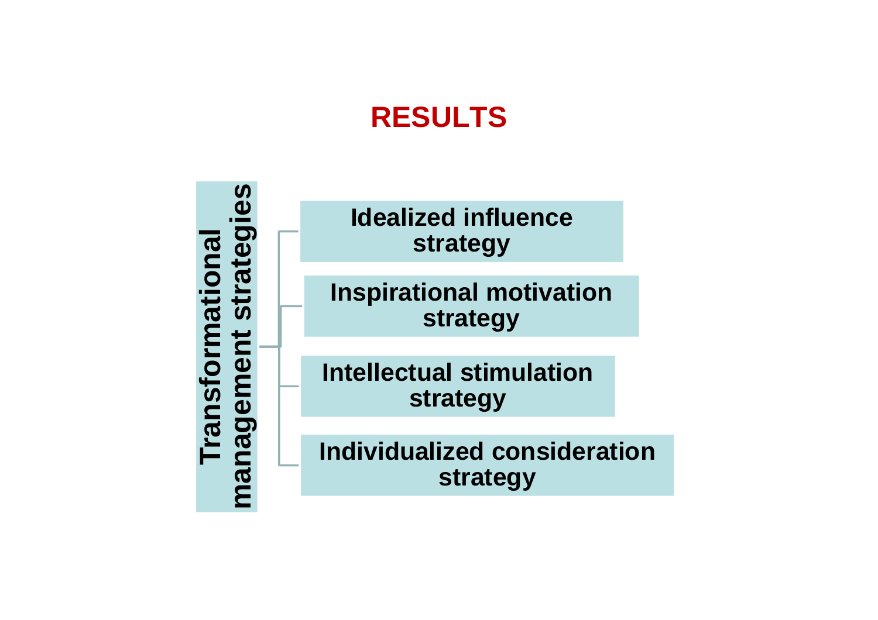# RESULTS

Transformational management strategies

- Idealized influence strategy
- Inspirational motivation strategy
- Intellectual stimulation strategy
- Individualized consideration strategy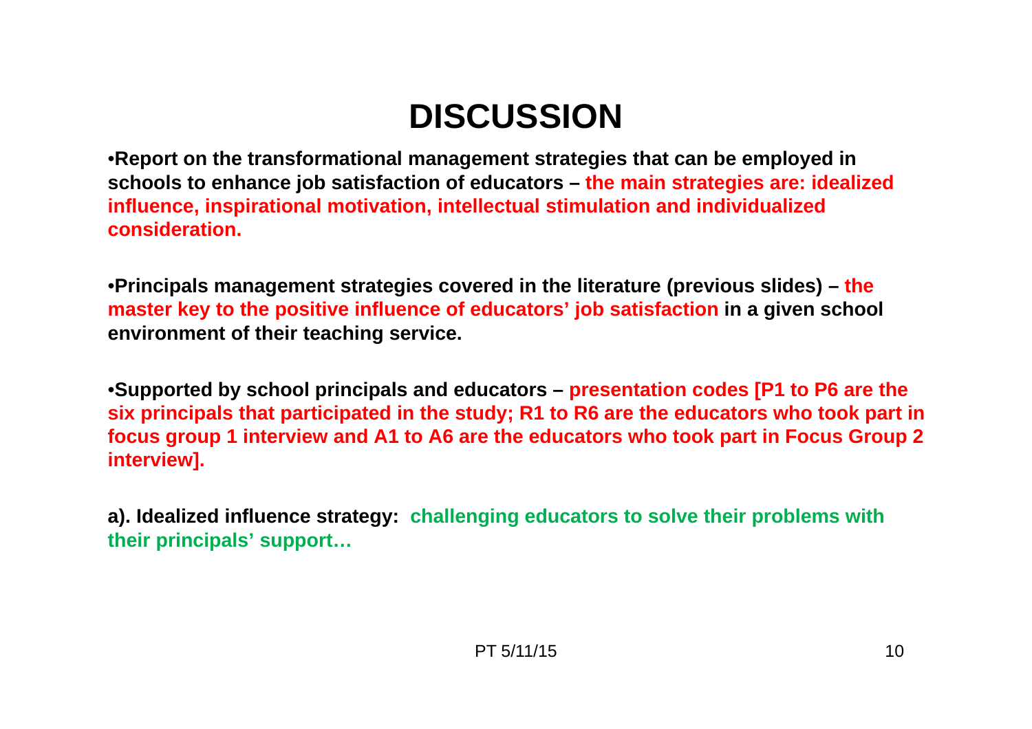# DISCUSSION

- **Report on the transformational management strategies that can be employed in schools to enhance job satisfaction of educators – the main strategies are: idealized influence, inspirational motivation, intellectual stimulation and individualized consideration.**

- **Principals management strategies covered in the literature (previous slides) – the master key to the positive influence of educators' job satisfaction in a given school environment of their teaching service.**

- **Supported by school principals and educators – presentation codes [P1 to P6 are the six principals that participated in the study; R1 to R6 are the educators who took part in focus group 1 interview and A1 to A6 are the educators who took part in Focus Group 2 interview].**

**a). Idealized influence strategy: challenging educators to solve their problems with their principals' support…**

PT 5/11/15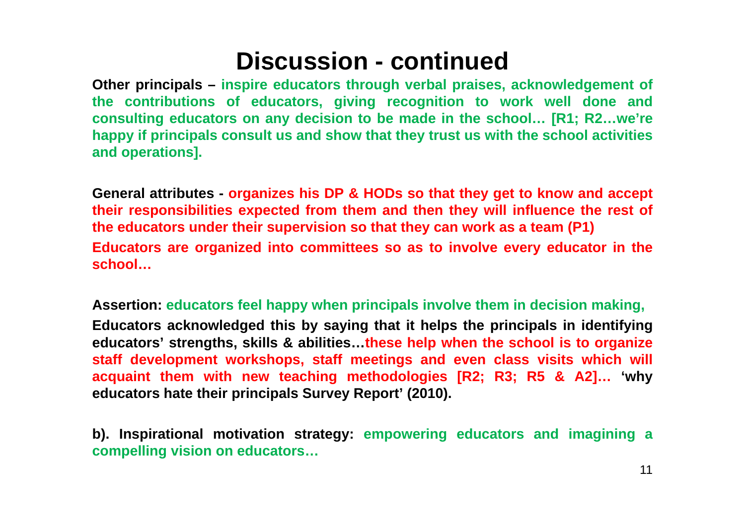# Discussion - continued

**Other principals – inspire educators through verbal praises, acknowledgement of the contributions of educators, giving recognition to work well done and consulting educators on any decision to be made in the school… [R1; R2…we're happy if principals consult us and show that they trust us with the school activities and operations].**

**General attributes - organizes his DP & HODs so that they get to know and accept their responsibilities expected from them and then they will influence the rest of the educators under their supervision so that they can work as a team (P1)**

**Educators are organized into committees so as to involve every educator in the school…**

**Assertion: educators feel happy when principals involve them in decision making,**

**Educators acknowledged this by saying that it helps the principals in identifying educators' strengths, skills & abilities…these help when the school is to organize staff development workshops, staff meetings and even class visits which will acquaint them with new teaching methodologies [R2; R3; R5 & A2]… 'why educators hate their principals Survey Report' (2010).**

**b). Inspirational motivation strategy: empowering educators and imagining a compelling vision on educators…**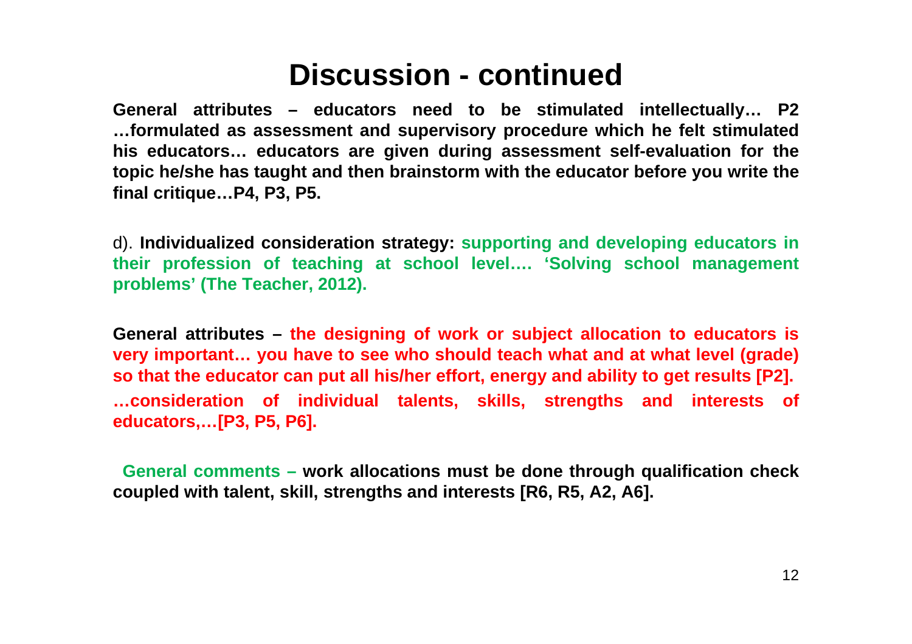# Discussion - continued

**General attributes – educators need to be stimulated intellectually… P2 …formulated as assessment and supervisory procedure which he felt stimulated his educators… educators are given during assessment self-evaluation for the topic he/she has taught and then brainstorm with the educator before you write the final critique…P4, P3, P5.**

d). **Individualized consideration strategy: supporting and developing educators in their profession of teaching at school level…. 'Solving school management problems' (The Teacher, 2012).**

**General attributes – the designing of work or subject allocation to educators is very important… you have to see who should teach what and at what level (grade) so that the educator can put all his/her effort, energy and ability to get results [P2].**

**…consideration of individual talents, skills, strengths and interests of educators,…[P3, P5, P6].**

**General comments – work allocations must be done through qualification check coupled with talent, skill, strengths and interests [R6, R5, A2, A6].**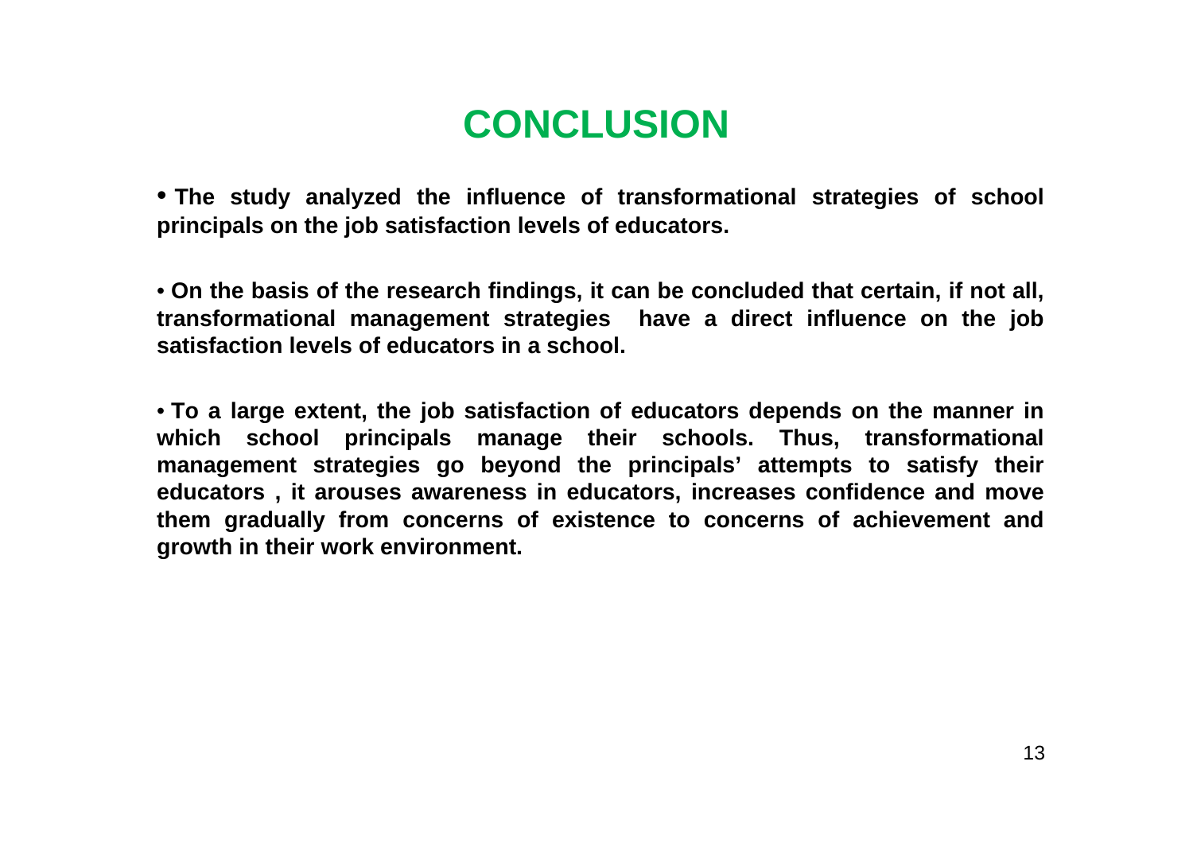# CONCLUSION

- **The study analyzed the influence of transformational strategies of school principals on the job satisfaction levels of educators.**

- **On the basis of the research findings, it can be concluded that certain, if not all, transformational management strategies have a direct influence on the job satisfaction levels of educators in a school.**

- **To a large extent, the job satisfaction of educators depends on the manner in which school principals manage their schools. Thus, transformational management strategies go beyond the principals' attempts to satisfy their educators , it arouses awareness in educators, increases confidence and move them gradually from concerns of existence to concerns of achievement and growth in their work environment.**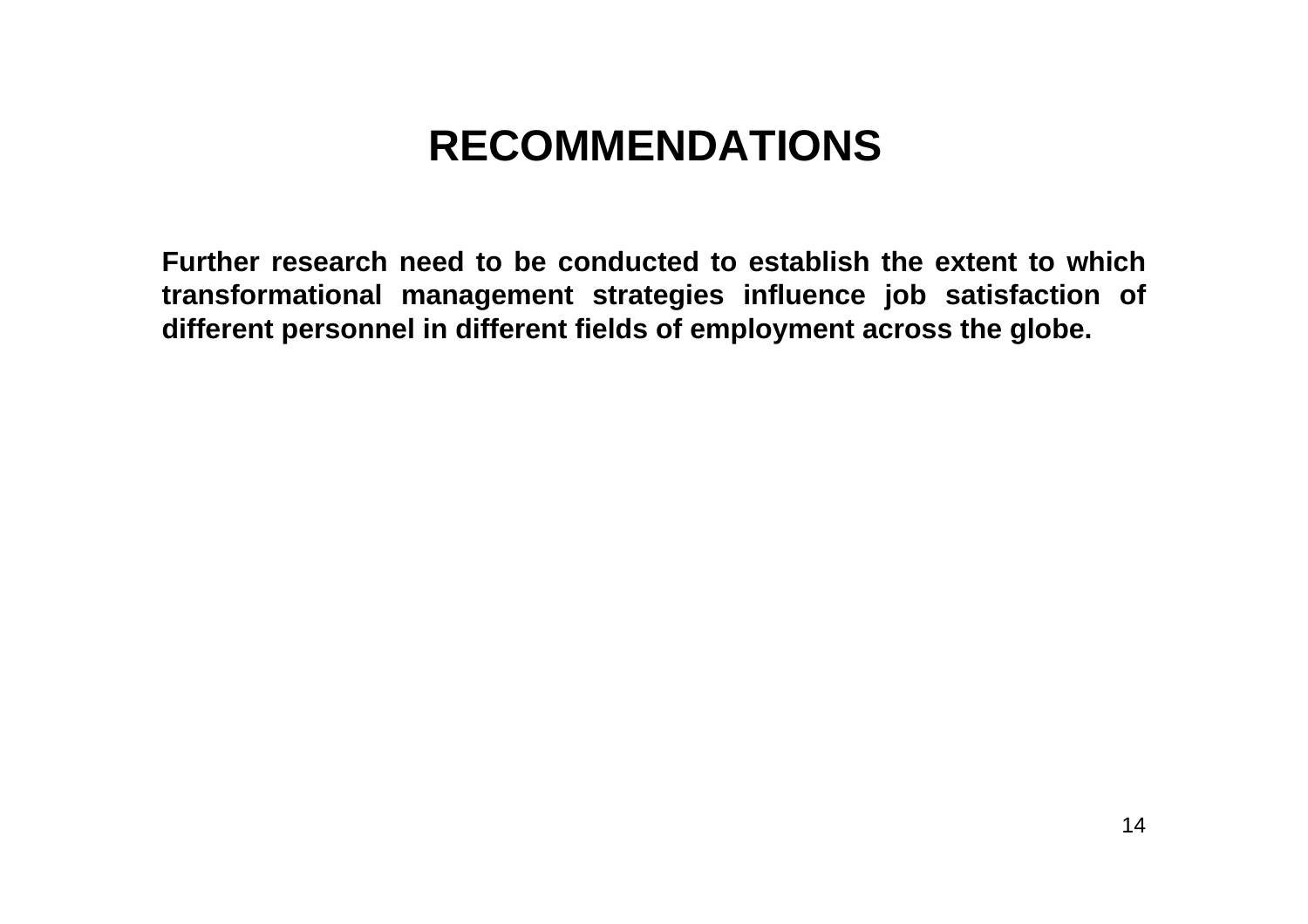# RECOMMENDATIONS

**Further research need to be conducted to establish the extent to which transformational management strategies influence job satisfaction of different personnel in different fields of employment across the globe.**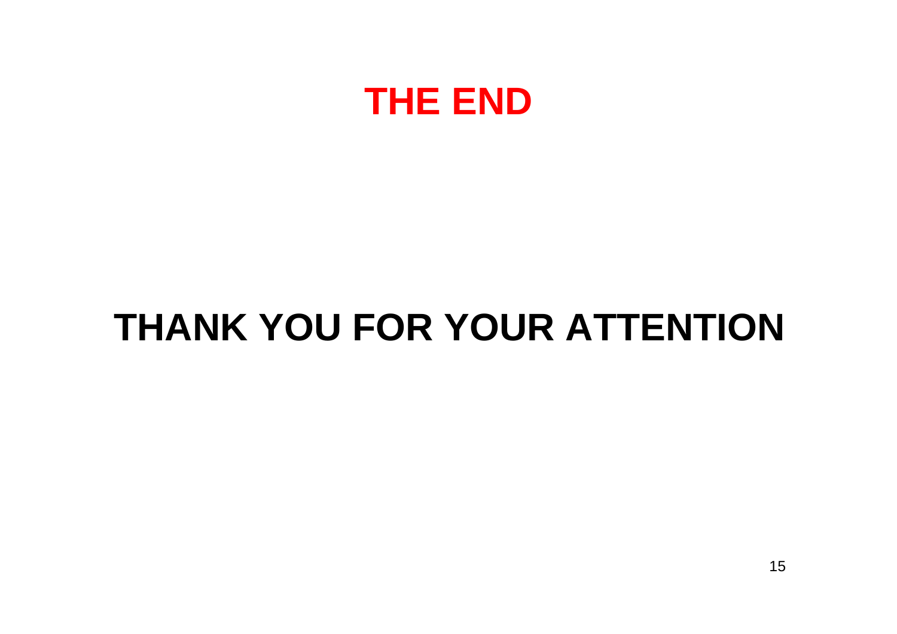# THE END

# THANK YOU FOR YOUR ATTENTION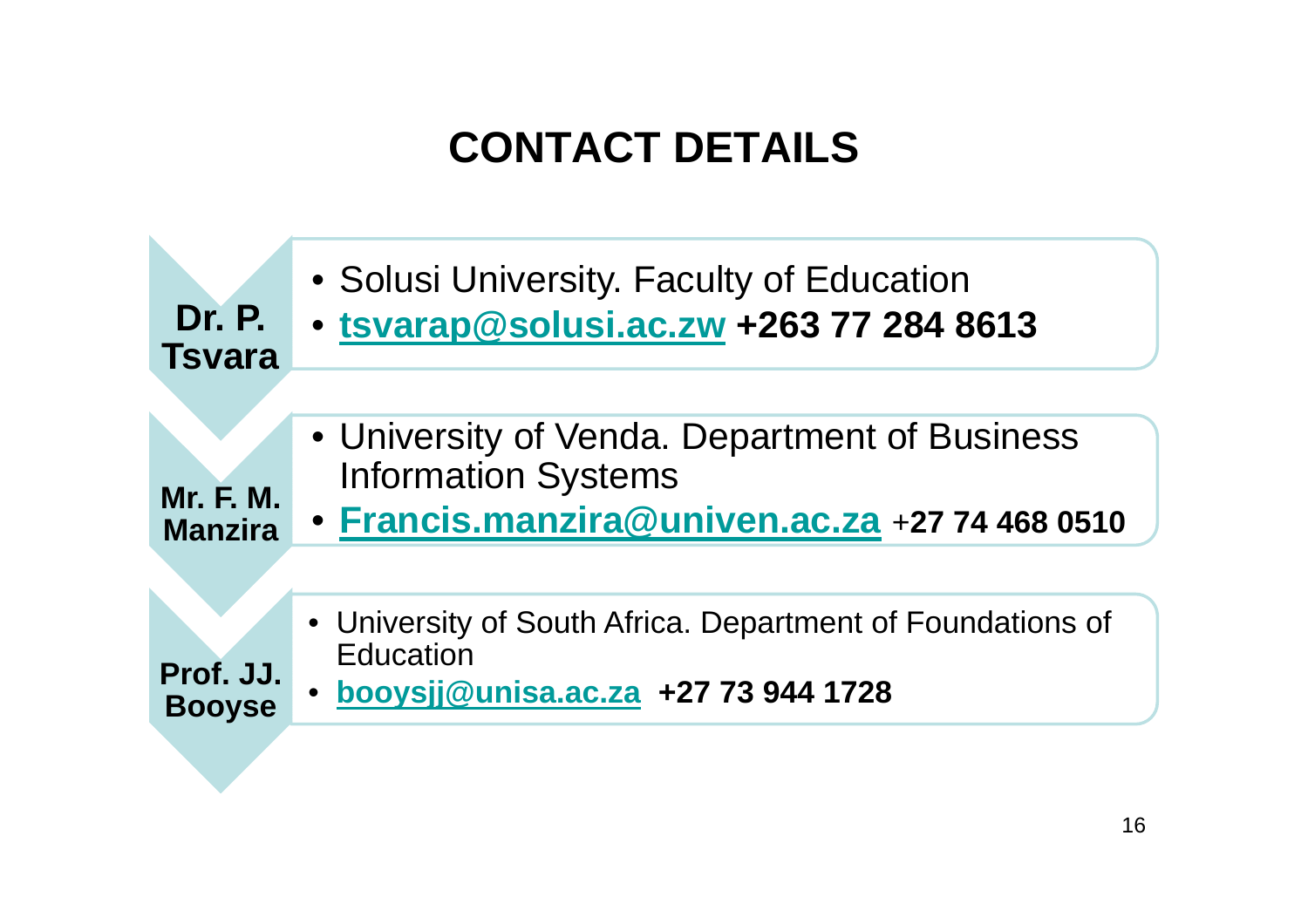# CONTACT DETAILS

**Dr. P. Tsvara**

- Solusi University. Faculty of Education
- **tsvarap@solusi.ac.zw** **+263 77 284 8613**

**Mr. F. M. Manzira**

- University of Venda. Department of Business Information Systems
- **Francis.manzira@univen.ac.za** +**27 74 468 0510**

**Prof. JJ. Booyse**

- University of South Africa. Department of Foundations of Education
- **booysjj@unisa.ac.za** **+27 73 944 1728**